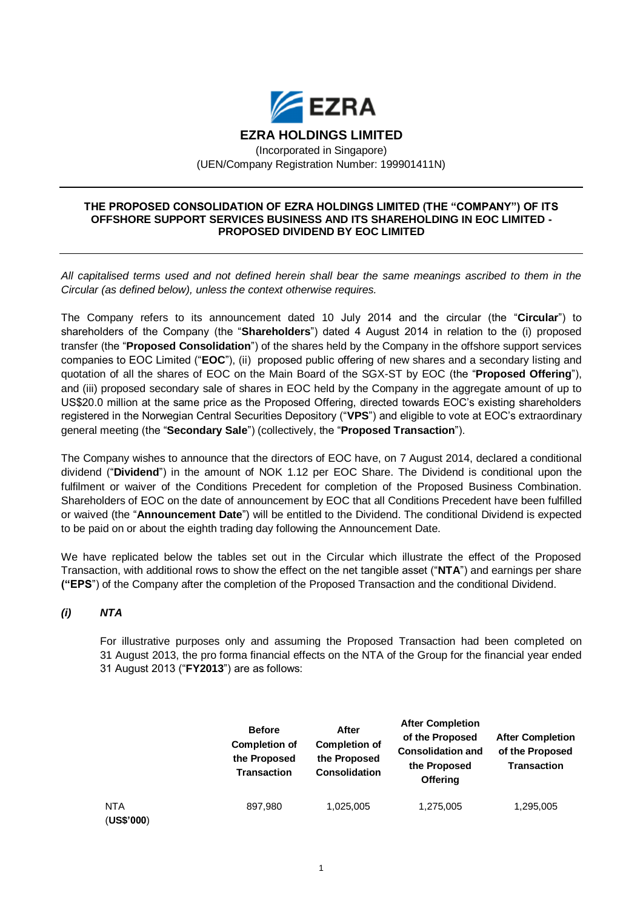# EZRA HOLDINGS LIMITED

(Incorporated in Singapore)
(UEN/Company Registration Number: 199901411N)

---

**THE PROPOSED CONSOLIDATION OF EZRA HOLDINGS LIMITED (THE "COMPANY") OF ITS OFFSHORE SUPPORT SERVICES BUSINESS AND ITS SHAREHOLDING IN EOC LIMITED - PROPOSED DIVIDEND BY EOC LIMITED**

---

*All capitalised terms used and not defined herein shall bear the same meanings ascribed to them in the Circular (as defined below), unless the context otherwise requires.*

The Company refers to its announcement dated 10 July 2014 and the circular (the "**Circular**") to shareholders of the Company (the "**Shareholders**") dated 4 August 2014 in relation to the (i) proposed transfer (the "**Proposed Consolidation**") of the shares held by the Company in the offshore support services companies to EOC Limited ("**EOC**"), (ii) proposed public offering of new shares and a secondary listing and quotation of all the shares of EOC on the Main Board of the SGX-ST by EOC (the "**Proposed Offering**"), and (iii) proposed secondary sale of shares in EOC held by the Company in the aggregate amount of up to US$20.0 million at the same price as the Proposed Offering, directed towards EOC's existing shareholders registered in the Norwegian Central Securities Depository ("**VPS**") and eligible to vote at EOC's extraordinary general meeting (the "**Secondary Sale**") (collectively, the "**Proposed Transaction**").

The Company wishes to announce that the directors of EOC have, on 7 August 2014, declared a conditional dividend ("**Dividend**") in the amount of NOK 1.12 per EOC Share. The Dividend is conditional upon the fulfilment or waiver of the Conditions Precedent for completion of the Proposed Business Combination. Shareholders of EOC on the date of announcement by EOC that all Conditions Precedent have been fulfilled or waived (the "**Announcement Date**") will be entitled to the Dividend. The conditional Dividend is expected to be paid on or about the eighth trading day following the Announcement Date.

We have replicated below the tables set out in the Circular which illustrate the effect of the Proposed Transaction, with additional rows to show the effect on the net tangible asset ("**NTA**") and earnings per share **("EPS**") of the Company after the completion of the Proposed Transaction and the conditional Dividend.

### *(i) NTA*

For illustrative purposes only and assuming the Proposed Transaction had been completed on 31 August 2013, the pro forma financial effects on the NTA of the Group for the financial year ended 31 August 2013 ("**FY2013**") are as follows:

| | **Before Completion of the Proposed Transaction** | **After Completion of the Proposed Consolidation** | **After Completion of the Proposed Consolidation and the Proposed Offering** | **After Completion of the Proposed Transaction** |
|---|---|---|---|---|
| NTA (**US$'000**) | 897,980 | 1,025,005 | 1,275,005 | 1,295,005 |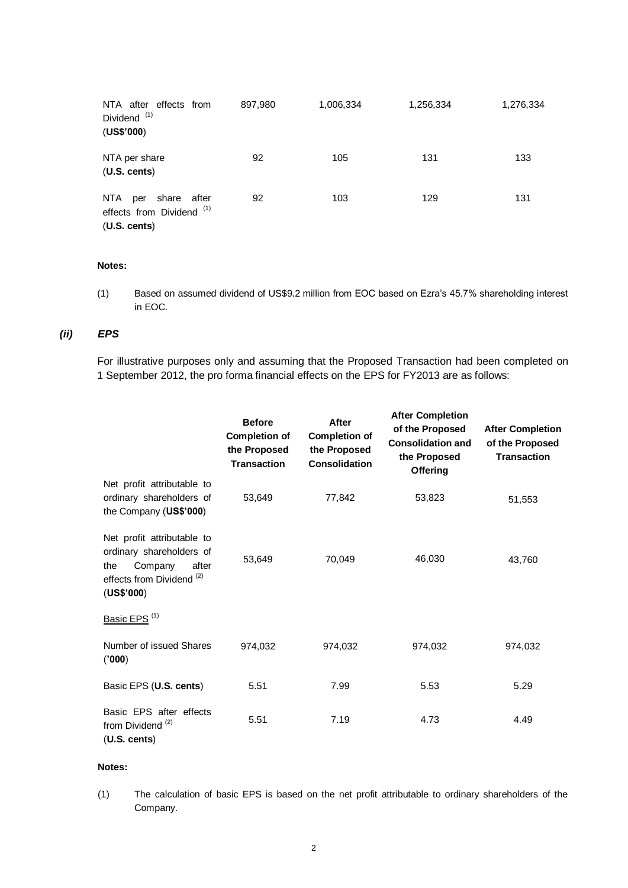| | | | | |
|---|---|---|---|---|
| NTA after effects from Dividend (1) (**US$'000**) | 897,980 | 1,006,334 | 1,256,334 | 1,276,334 |
| NTA per share (**U.S. cents**) | 92 | 105 | 131 | 133 |
| NTA per share after effects from Dividend (1) (**U.S. cents**) | 92 | 103 | 129 | 131 |

**Notes:**

(1) Based on assumed dividend of US$9.2 million from EOC based on Ezra's 45.7% shareholding interest in EOC.

### *(ii) EPS*

For illustrative purposes only and assuming that the Proposed Transaction had been completed on 1 September 2012, the pro forma financial effects on the EPS for FY2013 are as follows:

| | **Before Completion of the Proposed Transaction** | **After Completion of the Proposed Consolidation** | **After Completion of the Proposed Consolidation and the Proposed Offering** | **After Completion of the Proposed Transaction** |
|---|---|---|---|---|
| Net profit attributable to ordinary shareholders of the Company (**US$'000**) | 53,649 | 77,842 | 53,823 | 51,553 |
| Net profit attributable to ordinary shareholders of the Company after effects from Dividend (2) (**US$'000**) | 53,649 | 70,049 | 46,030 | 43,760 |
| Basic EPS (1) | | | | |
| Number of issued Shares (**'000**) | 974,032 | 974,032 | 974,032 | 974,032 |
| Basic EPS (**U.S. cents**) | 5.51 | 7.99 | 5.53 | 5.29 |
| Basic EPS after effects from Dividend (2) (**U.S. cents**) | 5.51 | 7.19 | 4.73 | 4.49 |

**Notes:**

(1) The calculation of basic EPS is based on the net profit attributable to ordinary shareholders of the Company.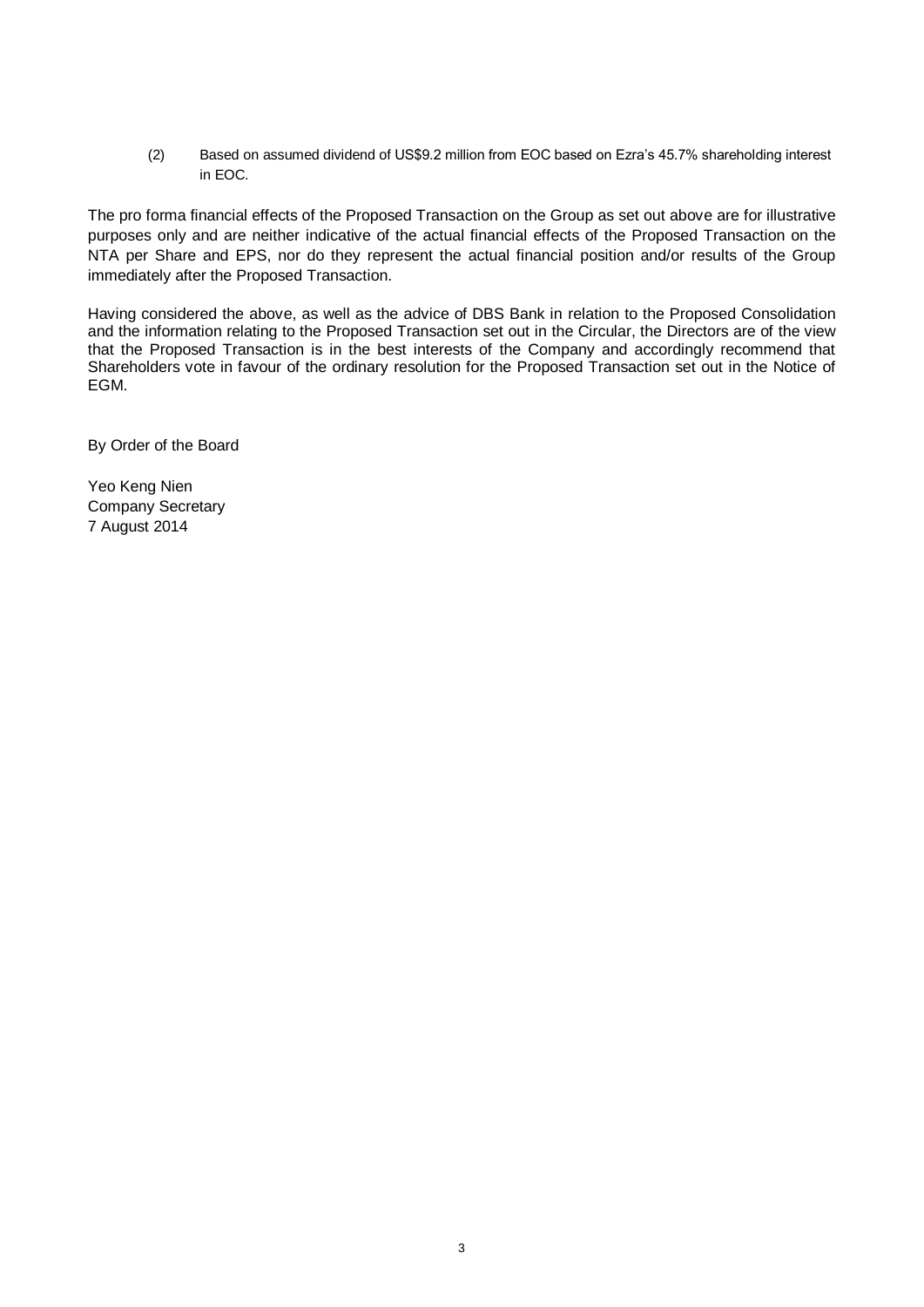(2) Based on assumed dividend of US$9.2 million from EOC based on Ezra's 45.7% shareholding interest in EOC.

The pro forma financial effects of the Proposed Transaction on the Group as set out above are for illustrative purposes only and are neither indicative of the actual financial effects of the Proposed Transaction on the NTA per Share and EPS, nor do they represent the actual financial position and/or results of the Group immediately after the Proposed Transaction.

Having considered the above, as well as the advice of DBS Bank in relation to the Proposed Consolidation and the information relating to the Proposed Transaction set out in the Circular, the Directors are of the view that the Proposed Transaction is in the best interests of the Company and accordingly recommend that Shareholders vote in favour of the ordinary resolution for the Proposed Transaction set out in the Notice of EGM.

By Order of the Board

Yeo Keng Nien
Company Secretary
7 August 2014